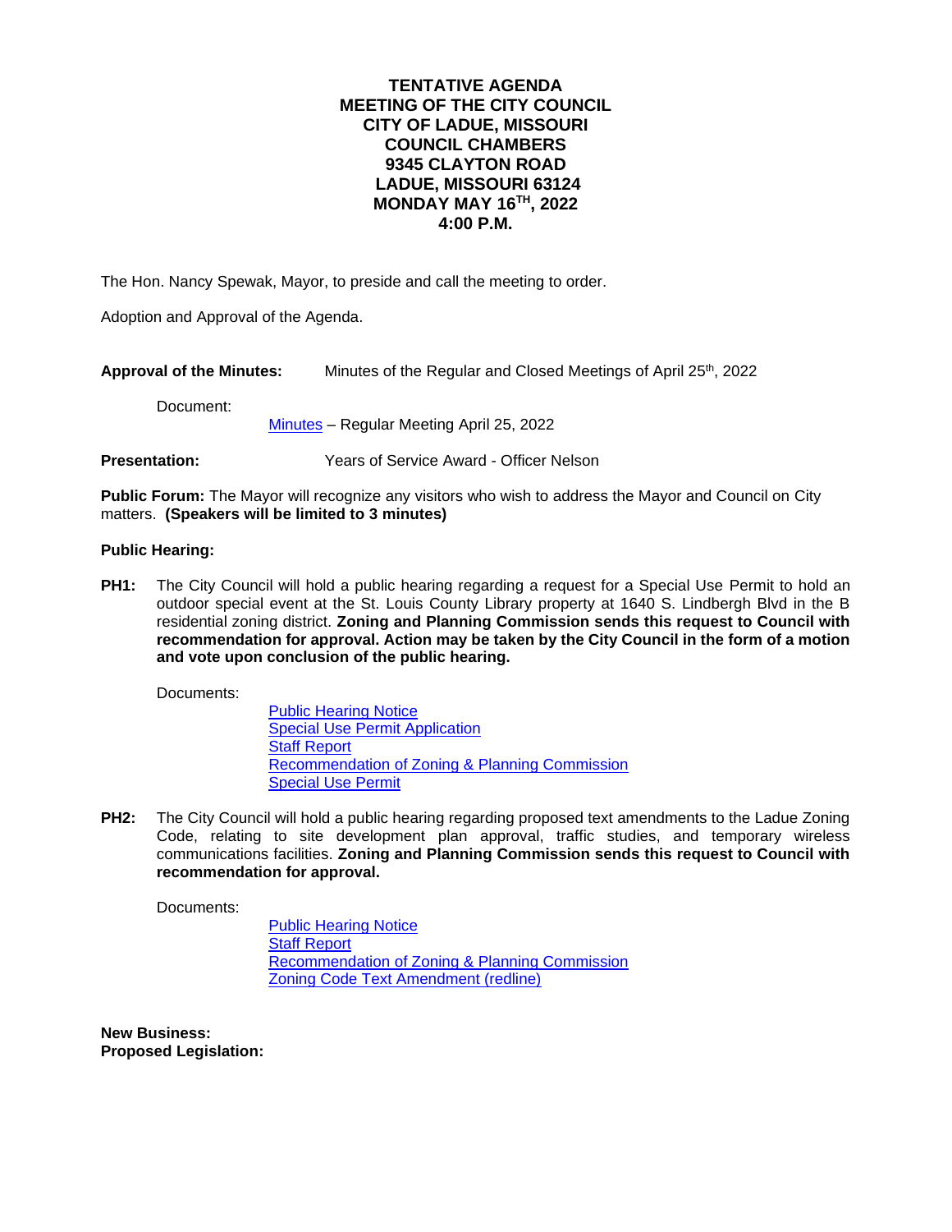# TENTATIVE AGENDA
# MEETING OF THE CITY COUNCIL
# CITY OF LADUE, MISSOURI
# COUNCIL CHAMBERS
# 9345 CLAYTON ROAD
# LADUE, MISSOURI 63124
# MONDAY MAY 16TH, 2022
# 4:00 P.M.

The Hon. Nancy Spewak, Mayor, to preside and call the meeting to order.

Adoption and Approval of the Agenda.

**Approval of the Minutes:** Minutes of the Regular and Closed Meetings of April 25th, 2022

Document:

Minutes – Regular Meeting April 25, 2022

**Presentation:** Years of Service Award - Officer Nelson

**Public Forum:** The Mayor will recognize any visitors who wish to address the Mayor and Council on City matters. **(Speakers will be limited to 3 minutes)**

**Public Hearing:**

**PH1:** The City Council will hold a public hearing regarding a request for a Special Use Permit to hold an outdoor special event at the St. Louis County Library property at 1640 S. Lindbergh Blvd in the B residential zoning district. **Zoning and Planning Commission sends this request to Council with recommendation for approval. Action may be taken by the City Council in the form of a motion and vote upon conclusion of the public hearing.**

Documents:

Public Hearing Notice
Special Use Permit Application
Staff Report
Recommendation of Zoning & Planning Commission
Special Use Permit

**PH2:** The City Council will hold a public hearing regarding proposed text amendments to the Ladue Zoning Code, relating to site development plan approval, traffic studies, and temporary wireless communications facilities. **Zoning and Planning Commission sends this request to Council with recommendation for approval.**

Documents:

Public Hearing Notice
Staff Report
Recommendation of Zoning & Planning Commission
Zoning Code Text Amendment (redline)

**New Business:**
**Proposed Legislation:**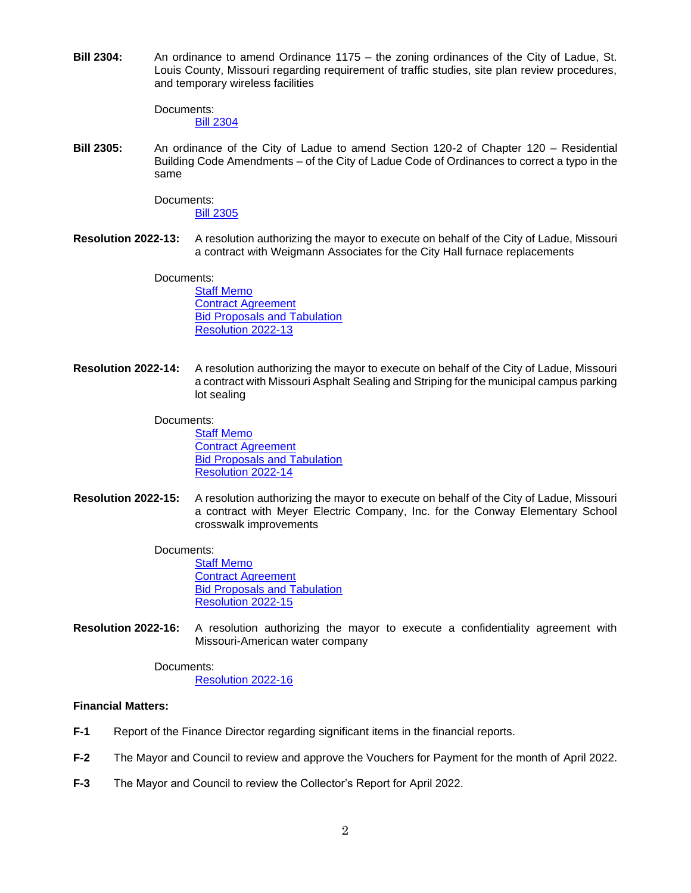**Bill 2304:** An ordinance to amend Ordinance 1175 – the zoning ordinances of the City of Ladue, St. Louis County, Missouri regarding requirement of traffic studies, site plan review procedures, and temporary wireless facilities

Documents:
- Bill 2304

**Bill 2305:** An ordinance of the City of Ladue to amend Section 120-2 of Chapter 120 – Residential Building Code Amendments – of the City of Ladue Code of Ordinances to correct a typo in the same

Documents:
- Bill 2305

**Resolution 2022-13:** A resolution authorizing the mayor to execute on behalf of the City of Ladue, Missouri a contract with Weigmann Associates for the City Hall furnace replacements

Documents:
- Staff Memo
- Contract Agreement
- Bid Proposals and Tabulation
- Resolution 2022-13

**Resolution 2022-14:** A resolution authorizing the mayor to execute on behalf of the City of Ladue, Missouri a contract with Missouri Asphalt Sealing and Striping for the municipal campus parking lot sealing

Documents:
- Staff Memo
- Contract Agreement
- Bid Proposals and Tabulation
- Resolution 2022-14

**Resolution 2022-15:** A resolution authorizing the mayor to execute on behalf of the City of Ladue, Missouri a contract with Meyer Electric Company, Inc. for the Conway Elementary School crosswalk improvements

Documents:
- Staff Memo
- Contract Agreement
- Bid Proposals and Tabulation
- Resolution 2022-15

**Resolution 2022-16:** A resolution authorizing the mayor to execute a confidentiality agreement with Missouri-American water company

Documents:
- Resolution 2022-16

**Financial Matters:**

**F-1** Report of the Finance Director regarding significant items in the financial reports.

**F-2** The Mayor and Council to review and approve the Vouchers for Payment for the month of April 2022.

**F-3** The Mayor and Council to review the Collector's Report for April 2022.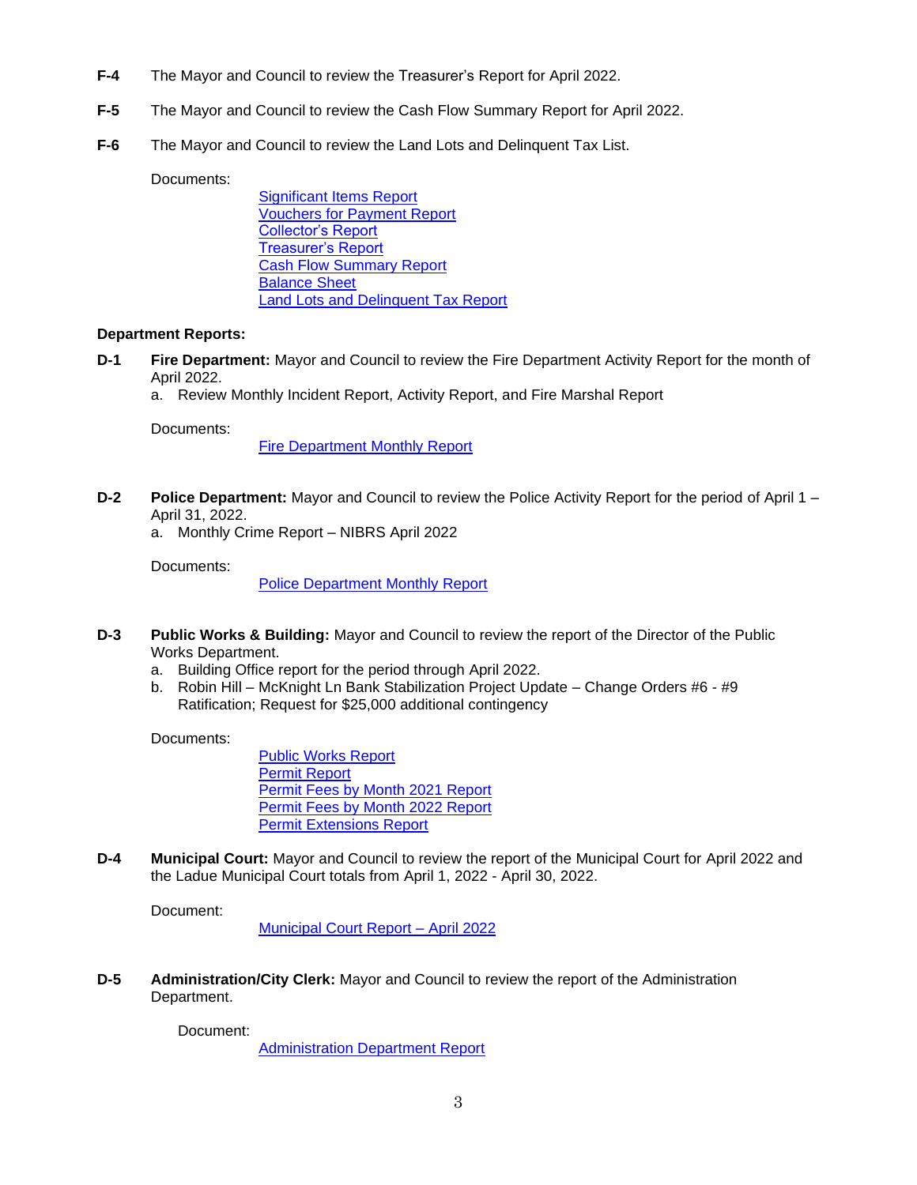**F-4** The Mayor and Council to review the Treasurer's Report for April 2022.

**F-5** The Mayor and Council to review the Cash Flow Summary Report for April 2022.

**F-6** The Mayor and Council to review the Land Lots and Delinquent Tax List.

Documents:

- Significant Items Report
- Vouchers for Payment Report
- Collector's Report
- Treasurer's Report
- Cash Flow Summary Report
- Balance Sheet
- Land Lots and Delinquent Tax Report

**Department Reports:**

**D-1** **Fire Department:** Mayor and Council to review the Fire Department Activity Report for the month of April 2022.

a. Review Monthly Incident Report, Activity Report, and Fire Marshal Report

Documents:

- Fire Department Monthly Report

**D-2** **Police Department:** Mayor and Council to review the Police Activity Report for the period of April 1 – April 31, 2022.

a. Monthly Crime Report – NIBRS April 2022

Documents:

- Police Department Monthly Report

**D-3** **Public Works & Building:** Mayor and Council to review the report of the Director of the Public Works Department.

a. Building Office report for the period through April 2022.
b. Robin Hill – McKnight Ln Bank Stabilization Project Update – Change Orders #6 - #9 Ratification; Request for $25,000 additional contingency

Documents:

- Public Works Report
- Permit Report
- Permit Fees by Month 2021 Report
- Permit Fees by Month 2022 Report
- Permit Extensions Report

**D-4** **Municipal Court:** Mayor and Council to review the report of the Municipal Court for April 2022 and the Ladue Municipal Court totals from April 1, 2022 - April 30, 2022.

Document:

- Municipal Court Report – April 2022

**D-5** **Administration/City Clerk:** Mayor and Council to review the report of the Administration Department.

Document:

- Administration Department Report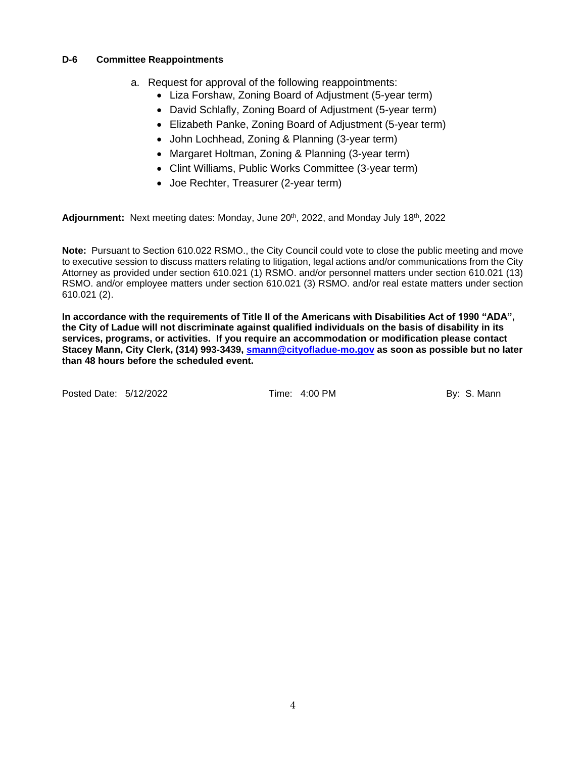**D-6 Committee Reappointments**

a. Request for approval of the following reappointments:
- Liza Forshaw, Zoning Board of Adjustment (5-year term)
- David Schlafly, Zoning Board of Adjustment (5-year term)
- Elizabeth Panke, Zoning Board of Adjustment (5-year term)
- John Lochhead, Zoning & Planning (3-year term)
- Margaret Holtman, Zoning & Planning (3-year term)
- Clint Williams, Public Works Committee (3-year term)
- Joe Rechter, Treasurer (2-year term)

**Adjournment:** Next meeting dates: Monday, June 20th, 2022, and Monday July 18th, 2022

**Note:** Pursuant to Section 610.022 RSMO., the City Council could vote to close the public meeting and move to executive session to discuss matters relating to litigation, legal actions and/or communications from the City Attorney as provided under section 610.021 (1) RSMO. and/or personnel matters under section 610.021 (13) RSMO. and/or employee matters under section 610.021 (3) RSMO. and/or real estate matters under section 610.021 (2).

**In accordance with the requirements of Title II of the Americans with Disabilities Act of 1990 "ADA", the City of Ladue will not discriminate against qualified individuals on the basis of disability in its services, programs, or activities. If you require an accommodation or modification please contact Stacey Mann, City Clerk, (314) 993-3439, smann@cityofladue-mo.gov as soon as possible but no later than 48 hours before the scheduled event.**

Posted Date: 5/12/2022 Time: 4:00 PM By: S. Mann